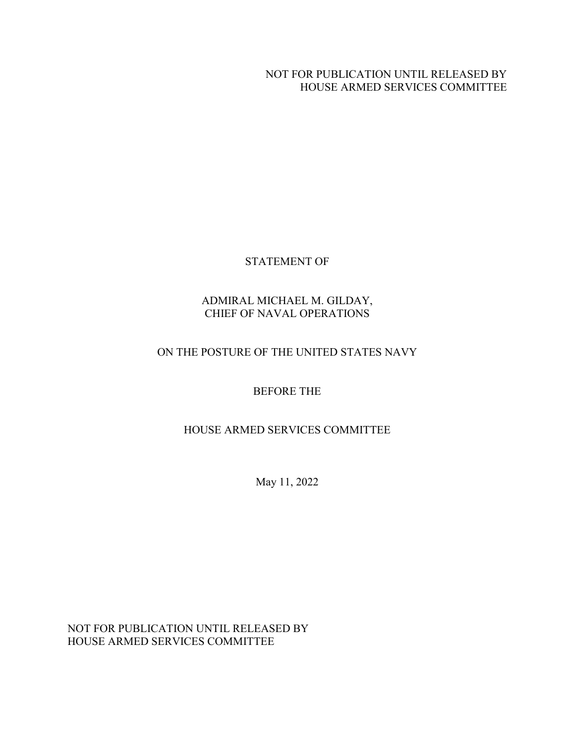NOT FOR PUBLICATION UNTIL RELEASED BY
HOUSE ARMED SERVICES COMMITTEE

STATEMENT OF

ADMIRAL MICHAEL M. GILDAY,
CHIEF OF NAVAL OPERATIONS

ON THE POSTURE OF THE UNITED STATES NAVY

BEFORE THE

HOUSE ARMED SERVICES COMMITTEE

May 11, 2022

NOT FOR PUBLICATION UNTIL RELEASED BY
HOUSE ARMED SERVICES COMMITTEE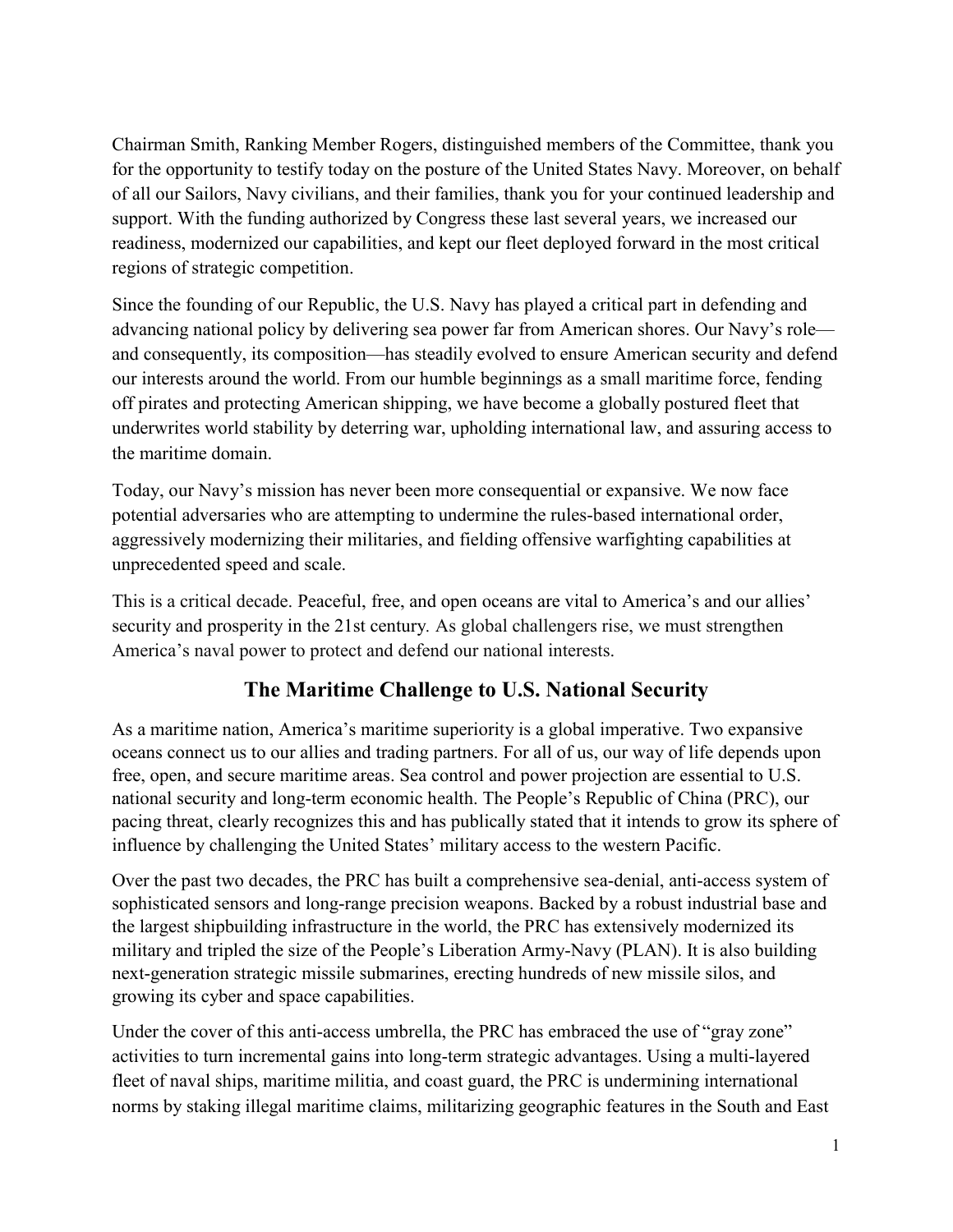Chairman Smith, Ranking Member Rogers, distinguished members of the Committee, thank you for the opportunity to testify today on the posture of the United States Navy. Moreover, on behalf of all our Sailors, Navy civilians, and their families, thank you for your continued leadership and support. With the funding authorized by Congress these last several years, we increased our readiness, modernized our capabilities, and kept our fleet deployed forward in the most critical regions of strategic competition.

Since the founding of our Republic, the U.S. Navy has played a critical part in defending and advancing national policy by delivering sea power far from American shores. Our Navy's role—and consequently, its composition—has steadily evolved to ensure American security and defend our interests around the world. From our humble beginnings as a small maritime force, fending off pirates and protecting American shipping, we have become a globally postured fleet that underwrites world stability by deterring war, upholding international law, and assuring access to the maritime domain.

Today, our Navy's mission has never been more consequential or expansive. We now face potential adversaries who are attempting to undermine the rules-based international order, aggressively modernizing their militaries, and fielding offensive warfighting capabilities at unprecedented speed and scale.

This is a critical decade. Peaceful, free, and open oceans are vital to America's and our allies' security and prosperity in the 21st century. As global challengers rise, we must strengthen America's naval power to protect and defend our national interests.

## The Maritime Challenge to U.S. National Security

As a maritime nation, America's maritime superiority is a global imperative. Two expansive oceans connect us to our allies and trading partners. For all of us, our way of life depends upon free, open, and secure maritime areas. Sea control and power projection are essential to U.S. national security and long-term economic health. The People's Republic of China (PRC), our pacing threat, clearly recognizes this and has publically stated that it intends to grow its sphere of influence by challenging the United States' military access to the western Pacific.

Over the past two decades, the PRC has built a comprehensive sea-denial, anti-access system of sophisticated sensors and long-range precision weapons. Backed by a robust industrial base and the largest shipbuilding infrastructure in the world, the PRC has extensively modernized its military and tripled the size of the People's Liberation Army-Navy (PLAN). It is also building next-generation strategic missile submarines, erecting hundreds of new missile silos, and growing its cyber and space capabilities.

Under the cover of this anti-access umbrella, the PRC has embraced the use of "gray zone" activities to turn incremental gains into long-term strategic advantages. Using a multi-layered fleet of naval ships, maritime militia, and coast guard, the PRC is undermining international norms by staking illegal maritime claims, militarizing geographic features in the South and East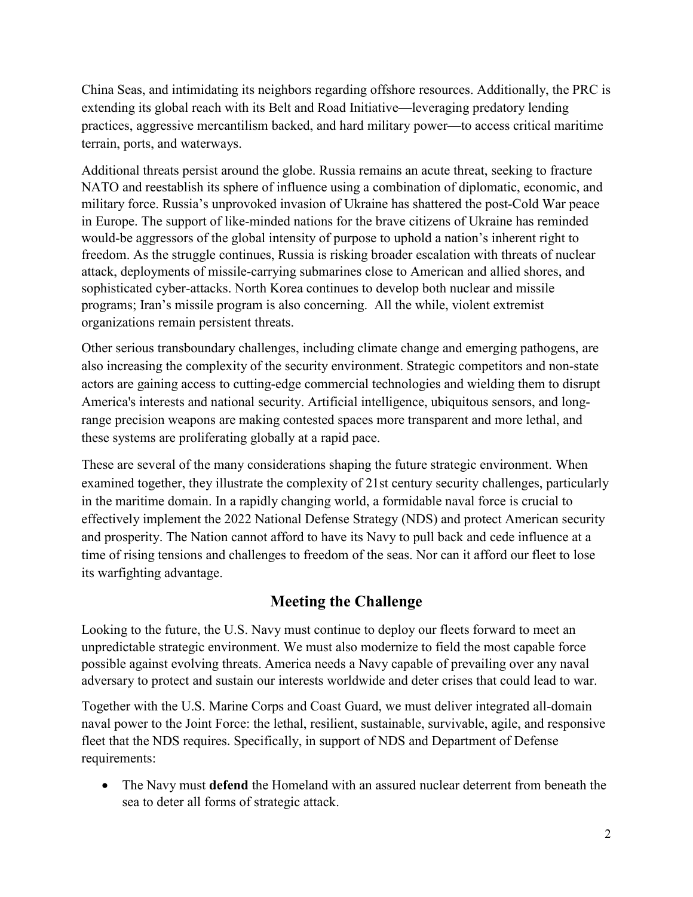China Seas, and intimidating its neighbors regarding offshore resources. Additionally, the PRC is extending its global reach with its Belt and Road Initiative—leveraging predatory lending practices, aggressive mercantilism backed, and hard military power—to access critical maritime terrain, ports, and waterways.

Additional threats persist around the globe. Russia remains an acute threat, seeking to fracture NATO and reestablish its sphere of influence using a combination of diplomatic, economic, and military force. Russia's unprovoked invasion of Ukraine has shattered the post-Cold War peace in Europe. The support of like-minded nations for the brave citizens of Ukraine has reminded would-be aggressors of the global intensity of purpose to uphold a nation's inherent right to freedom. As the struggle continues, Russia is risking broader escalation with threats of nuclear attack, deployments of missile-carrying submarines close to American and allied shores, and sophisticated cyber-attacks. North Korea continues to develop both nuclear and missile programs; Iran's missile program is also concerning. All the while, violent extremist organizations remain persistent threats.

Other serious transboundary challenges, including climate change and emerging pathogens, are also increasing the complexity of the security environment. Strategic competitors and non-state actors are gaining access to cutting-edge commercial technologies and wielding them to disrupt America's interests and national security. Artificial intelligence, ubiquitous sensors, and long-range precision weapons are making contested spaces more transparent and more lethal, and these systems are proliferating globally at a rapid pace.

These are several of the many considerations shaping the future strategic environment. When examined together, they illustrate the complexity of 21st century security challenges, particularly in the maritime domain. In a rapidly changing world, a formidable naval force is crucial to effectively implement the 2022 National Defense Strategy (NDS) and protect American security and prosperity. The Nation cannot afford to have its Navy to pull back and cede influence at a time of rising tensions and challenges to freedom of the seas. Nor can it afford our fleet to lose its warfighting advantage.

## Meeting the Challenge

Looking to the future, the U.S. Navy must continue to deploy our fleets forward to meet an unpredictable strategic environment. We must also modernize to field the most capable force possible against evolving threats. America needs a Navy capable of prevailing over any naval adversary to protect and sustain our interests worldwide and deter crises that could lead to war.

Together with the U.S. Marine Corps and Coast Guard, we must deliver integrated all-domain naval power to the Joint Force: the lethal, resilient, sustainable, survivable, agile, and responsive fleet that the NDS requires. Specifically, in support of NDS and Department of Defense requirements:

- The Navy must **defend** the Homeland with an assured nuclear deterrent from beneath the sea to deter all forms of strategic attack.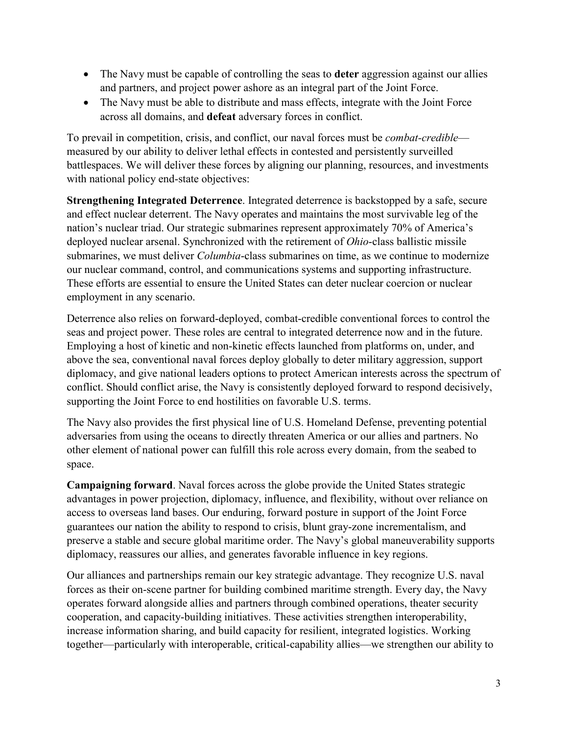- The Navy must be capable of controlling the seas to **deter** aggression against our allies and partners, and project power ashore as an integral part of the Joint Force.
- The Navy must be able to distribute and mass effects, integrate with the Joint Force across all domains, and **defeat** adversary forces in conflict.

To prevail in competition, crisis, and conflict, our naval forces must be *combat-credible*—measured by our ability to deliver lethal effects in contested and persistently surveilled battlespaces. We will deliver these forces by aligning our planning, resources, and investments with national policy end-state objectives:

**Strengthening Integrated Deterrence**. Integrated deterrence is backstopped by a safe, secure and effect nuclear deterrent. The Navy operates and maintains the most survivable leg of the nation's nuclear triad. Our strategic submarines represent approximately 70% of America's deployed nuclear arsenal. Synchronized with the retirement of *Ohio*-class ballistic missile submarines, we must deliver *Columbia*-class submarines on time, as we continue to modernize our nuclear command, control, and communications systems and supporting infrastructure. These efforts are essential to ensure the United States can deter nuclear coercion or nuclear employment in any scenario.

Deterrence also relies on forward-deployed, combat-credible conventional forces to control the seas and project power. These roles are central to integrated deterrence now and in the future. Employing a host of kinetic and non-kinetic effects launched from platforms on, under, and above the sea, conventional naval forces deploy globally to deter military aggression, support diplomacy, and give national leaders options to protect American interests across the spectrum of conflict. Should conflict arise, the Navy is consistently deployed forward to respond decisively, supporting the Joint Force to end hostilities on favorable U.S. terms.

The Navy also provides the first physical line of U.S. Homeland Defense, preventing potential adversaries from using the oceans to directly threaten America or our allies and partners. No other element of national power can fulfill this role across every domain, from the seabed to space.

**Campaigning forward**. Naval forces across the globe provide the United States strategic advantages in power projection, diplomacy, influence, and flexibility, without over reliance on access to overseas land bases. Our enduring, forward posture in support of the Joint Force guarantees our nation the ability to respond to crisis, blunt gray-zone incrementalism, and preserve a stable and secure global maritime order. The Navy's global maneuverability supports diplomacy, reassures our allies, and generates favorable influence in key regions.

Our alliances and partnerships remain our key strategic advantage. They recognize U.S. naval forces as their on-scene partner for building combined maritime strength. Every day, the Navy operates forward alongside allies and partners through combined operations, theater security cooperation, and capacity-building initiatives. These activities strengthen interoperability, increase information sharing, and build capacity for resilient, integrated logistics. Working together—particularly with interoperable, critical-capability allies—we strengthen our ability to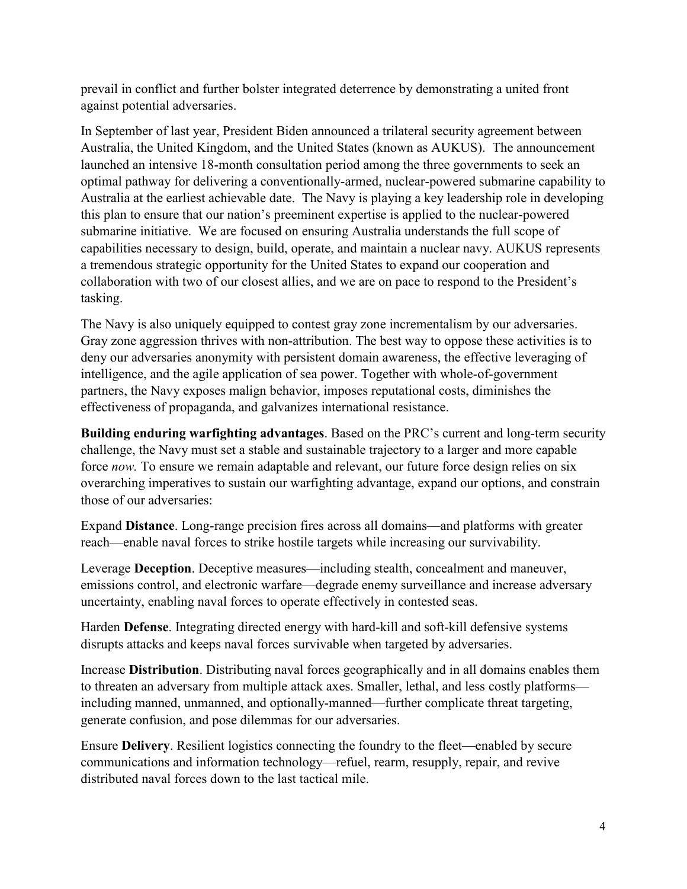prevail in conflict and further bolster integrated deterrence by demonstrating a united front against potential adversaries.

In September of last year, President Biden announced a trilateral security agreement between Australia, the United Kingdom, and the United States (known as AUKUS). The announcement launched an intensive 18-month consultation period among the three governments to seek an optimal pathway for delivering a conventionally-armed, nuclear-powered submarine capability to Australia at the earliest achievable date. The Navy is playing a key leadership role in developing this plan to ensure that our nation's preeminent expertise is applied to the nuclear-powered submarine initiative. We are focused on ensuring Australia understands the full scope of capabilities necessary to design, build, operate, and maintain a nuclear navy. AUKUS represents a tremendous strategic opportunity for the United States to expand our cooperation and collaboration with two of our closest allies, and we are on pace to respond to the President's tasking.

The Navy is also uniquely equipped to contest gray zone incrementalism by our adversaries. Gray zone aggression thrives with non-attribution. The best way to oppose these activities is to deny our adversaries anonymity with persistent domain awareness, the effective leveraging of intelligence, and the agile application of sea power. Together with whole-of-government partners, the Navy exposes malign behavior, imposes reputational costs, diminishes the effectiveness of propaganda, and galvanizes international resistance.

**Building enduring warfighting advantages**. Based on the PRC's current and long-term security challenge, the Navy must set a stable and sustainable trajectory to a larger and more capable force *now.* To ensure we remain adaptable and relevant, our future force design relies on six overarching imperatives to sustain our warfighting advantage, expand our options, and constrain those of our adversaries:

Expand **Distance**. Long-range precision fires across all domains—and platforms with greater reach—enable naval forces to strike hostile targets while increasing our survivability.

Leverage **Deception**. Deceptive measures—including stealth, concealment and maneuver, emissions control, and electronic warfare—degrade enemy surveillance and increase adversary uncertainty, enabling naval forces to operate effectively in contested seas.

Harden **Defense**. Integrating directed energy with hard-kill and soft-kill defensive systems disrupts attacks and keeps naval forces survivable when targeted by adversaries.

Increase **Distribution**. Distributing naval forces geographically and in all domains enables them to threaten an adversary from multiple attack axes. Smaller, lethal, and less costly platforms—including manned, unmanned, and optionally-manned—further complicate threat targeting, generate confusion, and pose dilemmas for our adversaries.

Ensure **Delivery**. Resilient logistics connecting the foundry to the fleet—enabled by secure communications and information technology—refuel, rearm, resupply, repair, and revive distributed naval forces down to the last tactical mile.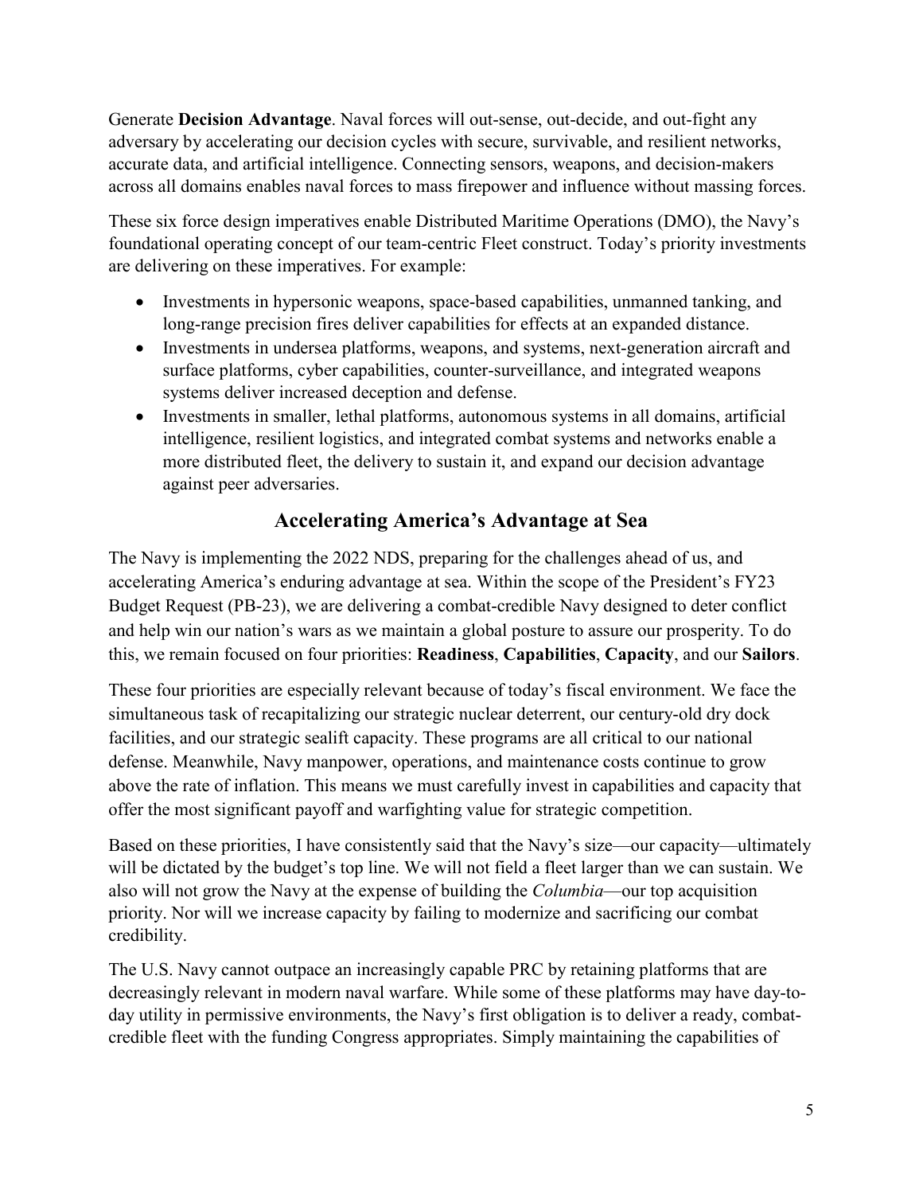Generate **Decision Advantage**. Naval forces will out-sense, out-decide, and out-fight any adversary by accelerating our decision cycles with secure, survivable, and resilient networks, accurate data, and artificial intelligence. Connecting sensors, weapons, and decision-makers across all domains enables naval forces to mass firepower and influence without massing forces.

These six force design imperatives enable Distributed Maritime Operations (DMO), the Navy's foundational operating concept of our team-centric Fleet construct. Today's priority investments are delivering on these imperatives. For example:

- Investments in hypersonic weapons, space-based capabilities, unmanned tanking, and long-range precision fires deliver capabilities for effects at an expanded distance.
- Investments in undersea platforms, weapons, and systems, next-generation aircraft and surface platforms, cyber capabilities, counter-surveillance, and integrated weapons systems deliver increased deception and defense.
- Investments in smaller, lethal platforms, autonomous systems in all domains, artificial intelligence, resilient logistics, and integrated combat systems and networks enable a more distributed fleet, the delivery to sustain it, and expand our decision advantage against peer adversaries.

## Accelerating America's Advantage at Sea

The Navy is implementing the 2022 NDS, preparing for the challenges ahead of us, and accelerating America's enduring advantage at sea. Within the scope of the President's FY23 Budget Request (PB-23), we are delivering a combat-credible Navy designed to deter conflict and help win our nation's wars as we maintain a global posture to assure our prosperity. To do this, we remain focused on four priorities: **Readiness**, **Capabilities**, **Capacity**, and our **Sailors**.

These four priorities are especially relevant because of today's fiscal environment. We face the simultaneous task of recapitalizing our strategic nuclear deterrent, our century-old dry dock facilities, and our strategic sealift capacity. These programs are all critical to our national defense. Meanwhile, Navy manpower, operations, and maintenance costs continue to grow above the rate of inflation. This means we must carefully invest in capabilities and capacity that offer the most significant payoff and warfighting value for strategic competition.

Based on these priorities, I have consistently said that the Navy's size—our capacity—ultimately will be dictated by the budget's top line. We will not field a fleet larger than we can sustain. We also will not grow the Navy at the expense of building the *Columbia*—our top acquisition priority. Nor will we increase capacity by failing to modernize and sacrificing our combat credibility.

The U.S. Navy cannot outpace an increasingly capable PRC by retaining platforms that are decreasingly relevant in modern naval warfare. While some of these platforms may have day-to-day utility in permissive environments, the Navy's first obligation is to deliver a ready, combat-credible fleet with the funding Congress appropriates. Simply maintaining the capabilities of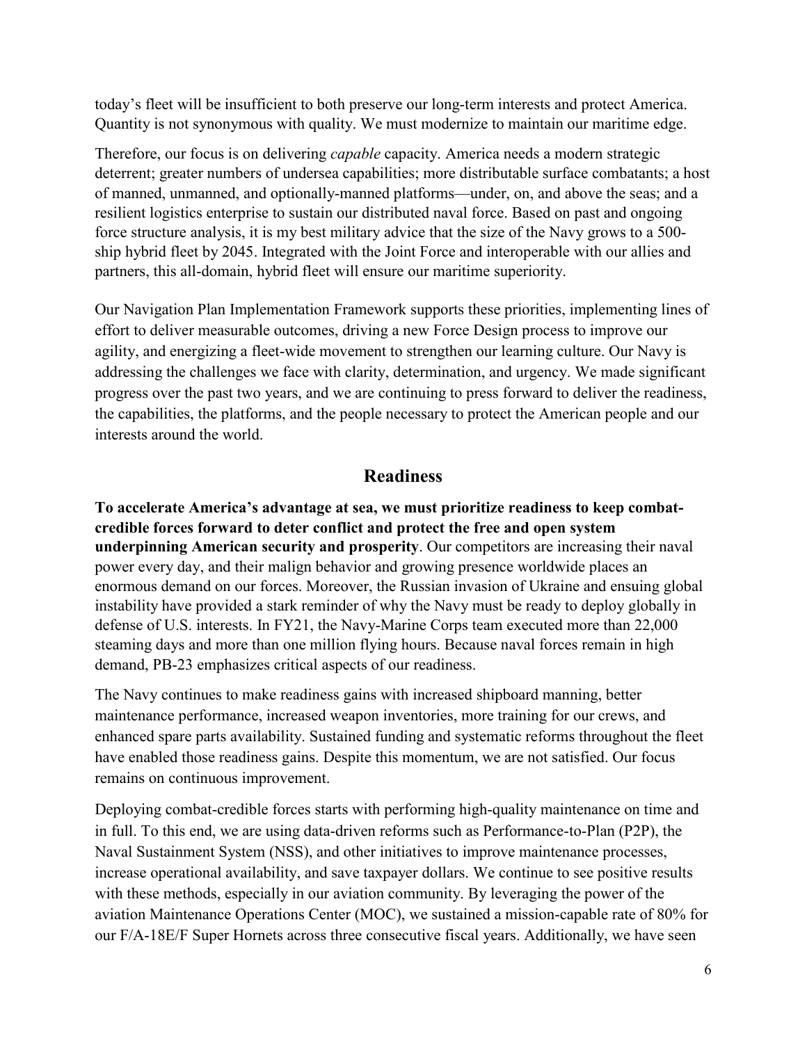today's fleet will be insufficient to both preserve our long-term interests and protect America. Quantity is not synonymous with quality. We must modernize to maintain our maritime edge.

Therefore, our focus is on delivering *capable* capacity. America needs a modern strategic deterrent; greater numbers of undersea capabilities; more distributable surface combatants; a host of manned, unmanned, and optionally-manned platforms—under, on, and above the seas; and a resilient logistics enterprise to sustain our distributed naval force. Based on past and ongoing force structure analysis, it is my best military advice that the size of the Navy grows to a 500-ship hybrid fleet by 2045. Integrated with the Joint Force and interoperable with our allies and partners, this all-domain, hybrid fleet will ensure our maritime superiority.

Our Navigation Plan Implementation Framework supports these priorities, implementing lines of effort to deliver measurable outcomes, driving a new Force Design process to improve our agility, and energizing a fleet-wide movement to strengthen our learning culture. Our Navy is addressing the challenges we face with clarity, determination, and urgency. We made significant progress over the past two years, and we are continuing to press forward to deliver the readiness, the capabilities, the platforms, and the people necessary to protect the American people and our interests around the world.

## Readiness

**To accelerate America's advantage at sea, we must prioritize readiness to keep combat-credible forces forward to deter conflict and protect the free and open system underpinning American security and prosperity**. Our competitors are increasing their naval power every day, and their malign behavior and growing presence worldwide places an enormous demand on our forces. Moreover, the Russian invasion of Ukraine and ensuing global instability have provided a stark reminder of why the Navy must be ready to deploy globally in defense of U.S. interests. In FY21, the Navy-Marine Corps team executed more than 22,000 steaming days and more than one million flying hours. Because naval forces remain in high demand, PB-23 emphasizes critical aspects of our readiness.

The Navy continues to make readiness gains with increased shipboard manning, better maintenance performance, increased weapon inventories, more training for our crews, and enhanced spare parts availability. Sustained funding and systematic reforms throughout the fleet have enabled those readiness gains. Despite this momentum, we are not satisfied. Our focus remains on continuous improvement.

Deploying combat-credible forces starts with performing high-quality maintenance on time and in full. To this end, we are using data-driven reforms such as Performance-to-Plan (P2P), the Naval Sustainment System (NSS), and other initiatives to improve maintenance processes, increase operational availability, and save taxpayer dollars. We continue to see positive results with these methods, especially in our aviation community. By leveraging the power of the aviation Maintenance Operations Center (MOC), we sustained a mission-capable rate of 80% for our F/A-18E/F Super Hornets across three consecutive fiscal years. Additionally, we have seen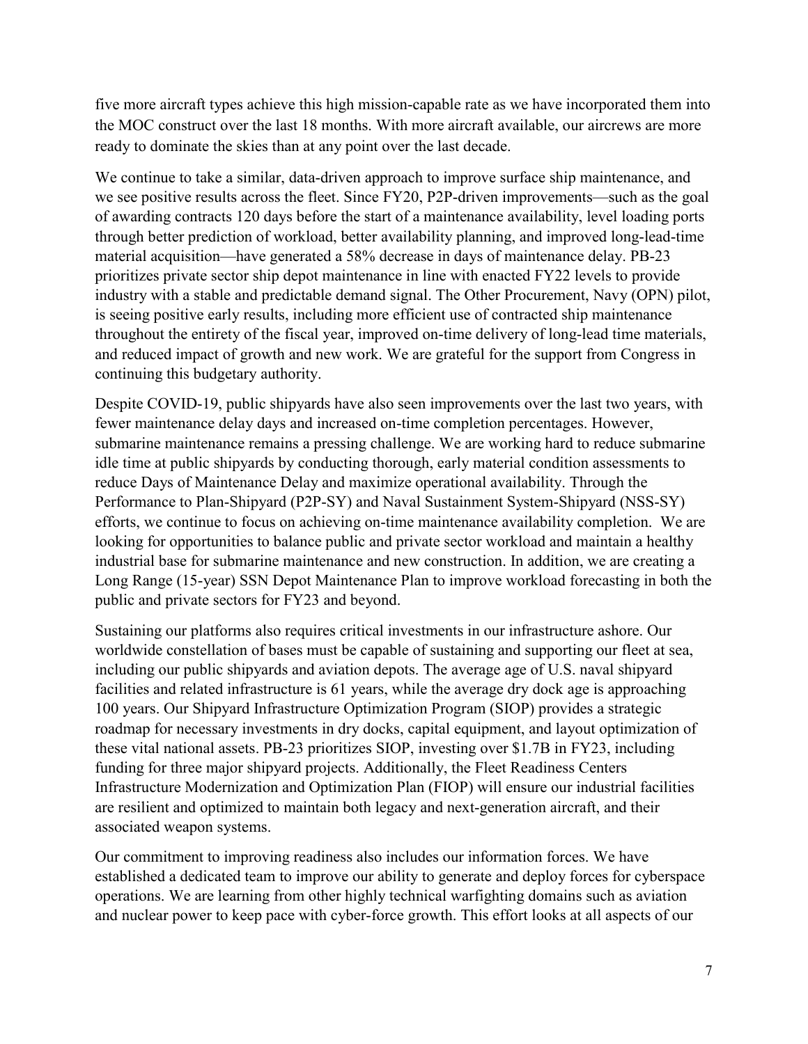five more aircraft types achieve this high mission-capable rate as we have incorporated them into the MOC construct over the last 18 months. With more aircraft available, our aircrews are more ready to dominate the skies than at any point over the last decade.

We continue to take a similar, data-driven approach to improve surface ship maintenance, and we see positive results across the fleet. Since FY20, P2P-driven improvements—such as the goal of awarding contracts 120 days before the start of a maintenance availability, level loading ports through better prediction of workload, better availability planning, and improved long-lead-time material acquisition—have generated a 58% decrease in days of maintenance delay. PB-23 prioritizes private sector ship depot maintenance in line with enacted FY22 levels to provide industry with a stable and predictable demand signal. The Other Procurement, Navy (OPN) pilot, is seeing positive early results, including more efficient use of contracted ship maintenance throughout the entirety of the fiscal year, improved on-time delivery of long-lead time materials, and reduced impact of growth and new work. We are grateful for the support from Congress in continuing this budgetary authority.

Despite COVID-19, public shipyards have also seen improvements over the last two years, with fewer maintenance delay days and increased on-time completion percentages. However, submarine maintenance remains a pressing challenge. We are working hard to reduce submarine idle time at public shipyards by conducting thorough, early material condition assessments to reduce Days of Maintenance Delay and maximize operational availability. Through the Performance to Plan-Shipyard (P2P-SY) and Naval Sustainment System-Shipyard (NSS-SY) efforts, we continue to focus on achieving on-time maintenance availability completion. We are looking for opportunities to balance public and private sector workload and maintain a healthy industrial base for submarine maintenance and new construction. In addition, we are creating a Long Range (15-year) SSN Depot Maintenance Plan to improve workload forecasting in both the public and private sectors for FY23 and beyond.

Sustaining our platforms also requires critical investments in our infrastructure ashore. Our worldwide constellation of bases must be capable of sustaining and supporting our fleet at sea, including our public shipyards and aviation depots. The average age of U.S. naval shipyard facilities and related infrastructure is 61 years, while the average dry dock age is approaching 100 years. Our Shipyard Infrastructure Optimization Program (SIOP) provides a strategic roadmap for necessary investments in dry docks, capital equipment, and layout optimization of these vital national assets. PB-23 prioritizes SIOP, investing over $1.7B in FY23, including funding for three major shipyard projects. Additionally, the Fleet Readiness Centers Infrastructure Modernization and Optimization Plan (FIOP) will ensure our industrial facilities are resilient and optimized to maintain both legacy and next-generation aircraft, and their associated weapon systems.

Our commitment to improving readiness also includes our information forces. We have established a dedicated team to improve our ability to generate and deploy forces for cyberspace operations. We are learning from other highly technical warfighting domains such as aviation and nuclear power to keep pace with cyber-force growth. This effort looks at all aspects of our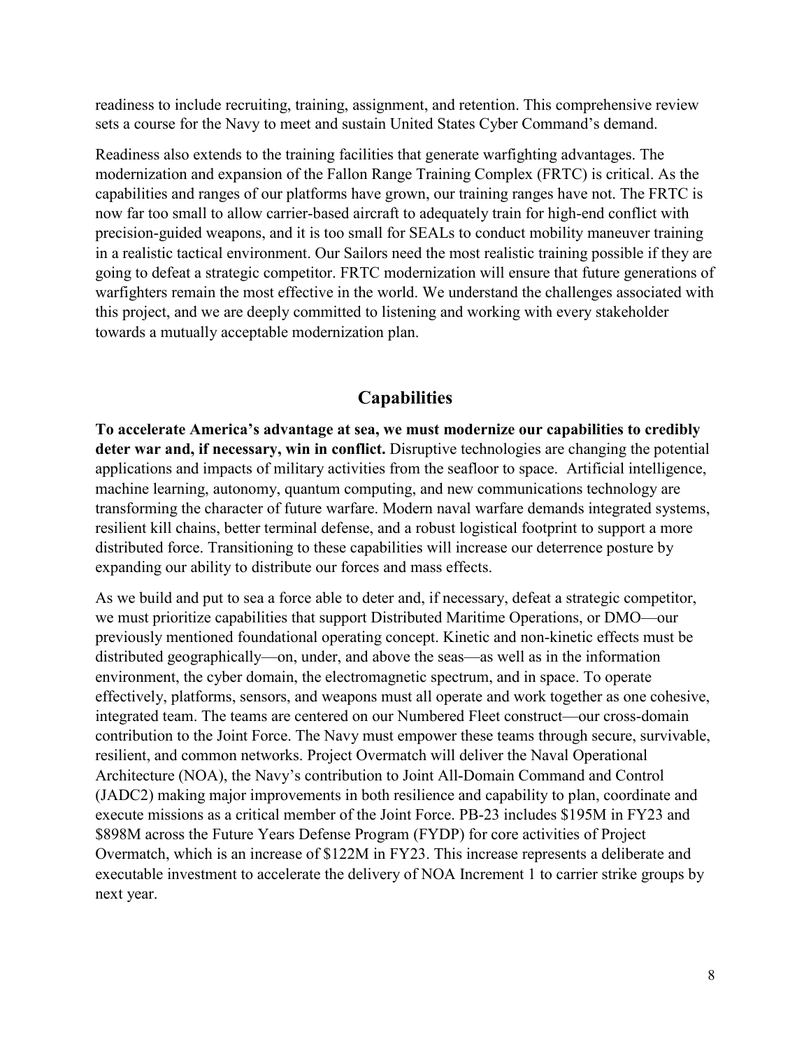readiness to include recruiting, training, assignment, and retention. This comprehensive review sets a course for the Navy to meet and sustain United States Cyber Command's demand.

Readiness also extends to the training facilities that generate warfighting advantages. The modernization and expansion of the Fallon Range Training Complex (FRTC) is critical. As the capabilities and ranges of our platforms have grown, our training ranges have not. The FRTC is now far too small to allow carrier-based aircraft to adequately train for high-end conflict with precision-guided weapons, and it is too small for SEALs to conduct mobility maneuver training in a realistic tactical environment. Our Sailors need the most realistic training possible if they are going to defeat a strategic competitor. FRTC modernization will ensure that future generations of warfighters remain the most effective in the world. We understand the challenges associated with this project, and we are deeply committed to listening and working with every stakeholder towards a mutually acceptable modernization plan.

## Capabilities

**To accelerate America's advantage at sea, we must modernize our capabilities to credibly deter war and, if necessary, win in conflict.** Disruptive technologies are changing the potential applications and impacts of military activities from the seafloor to space. Artificial intelligence, machine learning, autonomy, quantum computing, and new communications technology are transforming the character of future warfare. Modern naval warfare demands integrated systems, resilient kill chains, better terminal defense, and a robust logistical footprint to support a more distributed force. Transitioning to these capabilities will increase our deterrence posture by expanding our ability to distribute our forces and mass effects.

As we build and put to sea a force able to deter and, if necessary, defeat a strategic competitor, we must prioritize capabilities that support Distributed Maritime Operations, or DMO—our previously mentioned foundational operating concept. Kinetic and non-kinetic effects must be distributed geographically—on, under, and above the seas—as well as in the information environment, the cyber domain, the electromagnetic spectrum, and in space. To operate effectively, platforms, sensors, and weapons must all operate and work together as one cohesive, integrated team. The teams are centered on our Numbered Fleet construct—our cross-domain contribution to the Joint Force. The Navy must empower these teams through secure, survivable, resilient, and common networks. Project Overmatch will deliver the Naval Operational Architecture (NOA), the Navy's contribution to Joint All-Domain Command and Control (JADC2) making major improvements in both resilience and capability to plan, coordinate and execute missions as a critical member of the Joint Force. PB-23 includes $195M in FY23 and $898M across the Future Years Defense Program (FYDP) for core activities of Project Overmatch, which is an increase of $122M in FY23. This increase represents a deliberate and executable investment to accelerate the delivery of NOA Increment 1 to carrier strike groups by next year.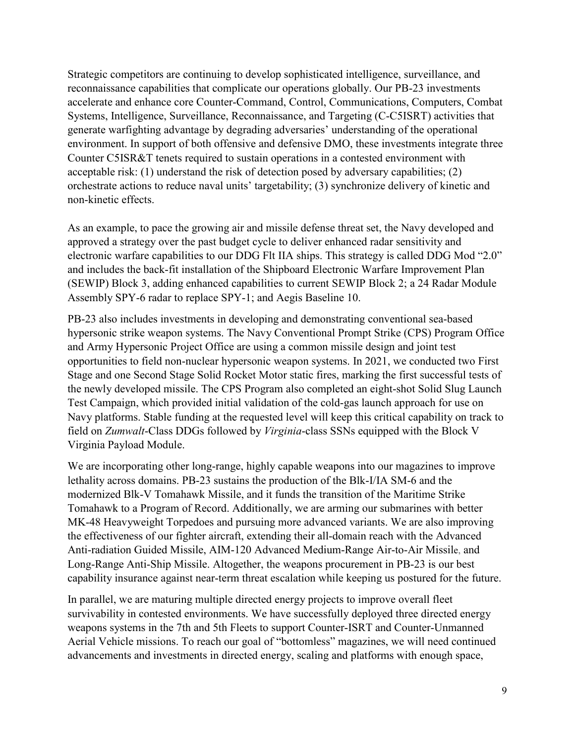Strategic competitors are continuing to develop sophisticated intelligence, surveillance, and reconnaissance capabilities that complicate our operations globally. Our PB-23 investments accelerate and enhance core Counter-Command, Control, Communications, Computers, Combat Systems, Intelligence, Surveillance, Reconnaissance, and Targeting (C-C5ISRT) activities that generate warfighting advantage by degrading adversaries' understanding of the operational environment. In support of both offensive and defensive DMO, these investments integrate three Counter C5ISR&T tenets required to sustain operations in a contested environment with acceptable risk: (1) understand the risk of detection posed by adversary capabilities; (2) orchestrate actions to reduce naval units' targetability; (3) synchronize delivery of kinetic and non-kinetic effects.

As an example, to pace the growing air and missile defense threat set, the Navy developed and approved a strategy over the past budget cycle to deliver enhanced radar sensitivity and electronic warfare capabilities to our DDG Flt IIA ships. This strategy is called DDG Mod "2.0" and includes the back-fit installation of the Shipboard Electronic Warfare Improvement Plan (SEWIP) Block 3, adding enhanced capabilities to current SEWIP Block 2; a 24 Radar Module Assembly SPY-6 radar to replace SPY-1; and Aegis Baseline 10.

PB-23 also includes investments in developing and demonstrating conventional sea-based hypersonic strike weapon systems. The Navy Conventional Prompt Strike (CPS) Program Office and Army Hypersonic Project Office are using a common missile design and joint test opportunities to field non-nuclear hypersonic weapon systems. In 2021, we conducted two First Stage and one Second Stage Solid Rocket Motor static fires, marking the first successful tests of the newly developed missile. The CPS Program also completed an eight-shot Solid Slug Launch Test Campaign, which provided initial validation of the cold-gas launch approach for use on Navy platforms. Stable funding at the requested level will keep this critical capability on track to field on *Zumwalt*-Class DDGs followed by *Virginia*-class SSNs equipped with the Block V Virginia Payload Module.

We are incorporating other long-range, highly capable weapons into our magazines to improve lethality across domains. PB-23 sustains the production of the Blk-I/IA SM-6 and the modernized Blk-V Tomahawk Missile, and it funds the transition of the Maritime Strike Tomahawk to a Program of Record. Additionally, we are arming our submarines with better MK-48 Heavyweight Torpedoes and pursuing more advanced variants. We are also improving the effectiveness of our fighter aircraft, extending their all-domain reach with the Advanced Anti-radiation Guided Missile, AIM-120 Advanced Medium-Range Air-to-Air Missile, and Long-Range Anti-Ship Missile. Altogether, the weapons procurement in PB-23 is our best capability insurance against near-term threat escalation while keeping us postured for the future.

In parallel, we are maturing multiple directed energy projects to improve overall fleet survivability in contested environments. We have successfully deployed three directed energy weapons systems in the 7th and 5th Fleets to support Counter-ISRT and Counter-Unmanned Aerial Vehicle missions. To reach our goal of "bottomless" magazines, we will need continued advancements and investments in directed energy, scaling and platforms with enough space,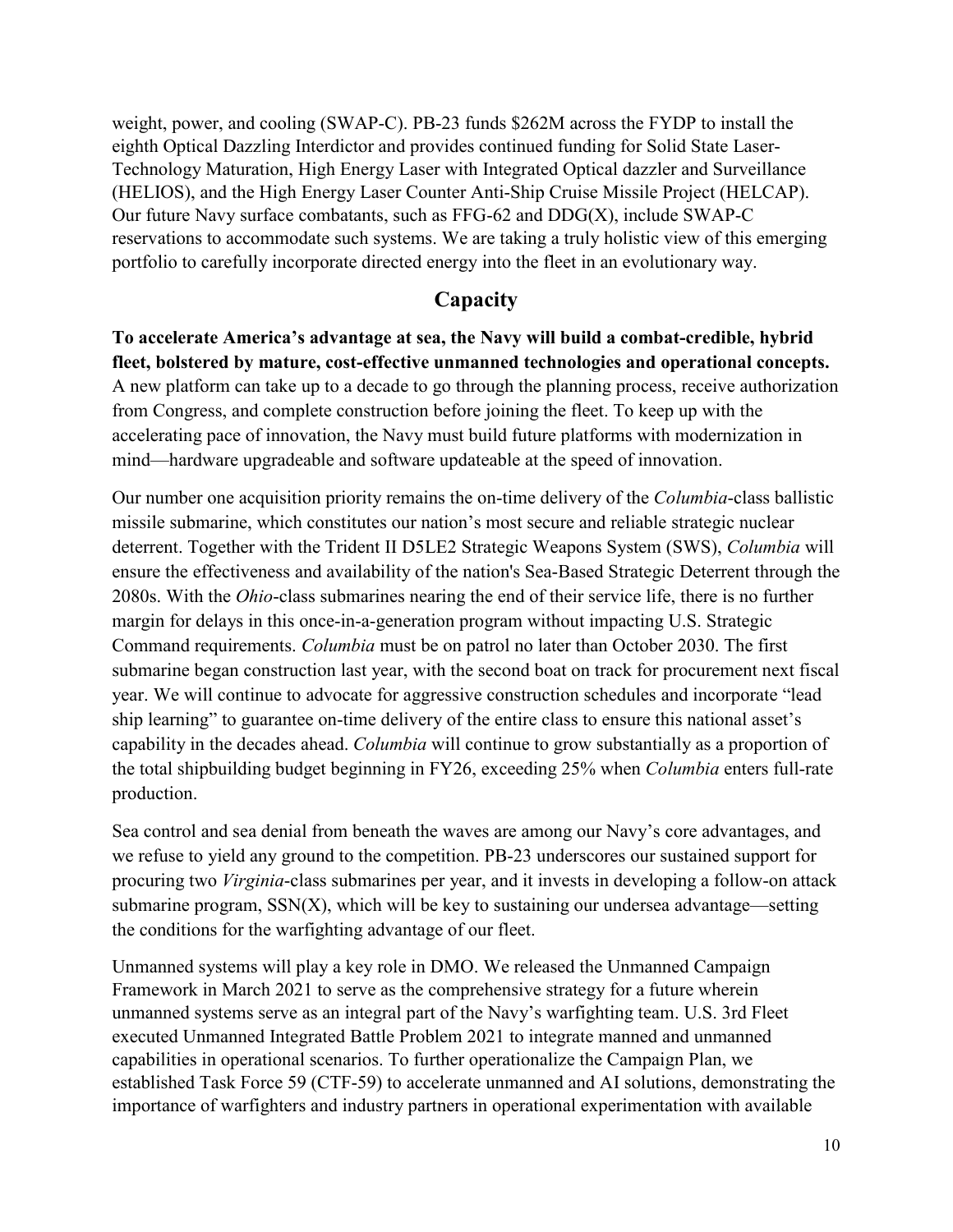weight, power, and cooling (SWAP-C). PB-23 funds $262M across the FYDP to install the eighth Optical Dazzling Interdictor and provides continued funding for Solid State Laser-Technology Maturation, High Energy Laser with Integrated Optical dazzler and Surveillance (HELIOS), and the High Energy Laser Counter Anti-Ship Cruise Missile Project (HELCAP). Our future Navy surface combatants, such as FFG-62 and DDG(X), include SWAP-C reservations to accommodate such systems. We are taking a truly holistic view of this emerging portfolio to carefully incorporate directed energy into the fleet in an evolutionary way.

## Capacity

**To accelerate America's advantage at sea, the Navy will build a combat-credible, hybrid fleet, bolstered by mature, cost-effective unmanned technologies and operational concepts.** A new platform can take up to a decade to go through the planning process, receive authorization from Congress, and complete construction before joining the fleet. To keep up with the accelerating pace of innovation, the Navy must build future platforms with modernization in mind—hardware upgradeable and software updateable at the speed of innovation.

Our number one acquisition priority remains the on-time delivery of the *Columbia*-class ballistic missile submarine, which constitutes our nation's most secure and reliable strategic nuclear deterrent. Together with the Trident II D5LE2 Strategic Weapons System (SWS), *Columbia* will ensure the effectiveness and availability of the nation's Sea-Based Strategic Deterrent through the 2080s. With the *Ohio*-class submarines nearing the end of their service life, there is no further margin for delays in this once-in-a-generation program without impacting U.S. Strategic Command requirements. *Columbia* must be on patrol no later than October 2030. The first submarine began construction last year, with the second boat on track for procurement next fiscal year. We will continue to advocate for aggressive construction schedules and incorporate "lead ship learning" to guarantee on-time delivery of the entire class to ensure this national asset's capability in the decades ahead. *Columbia* will continue to grow substantially as a proportion of the total shipbuilding budget beginning in FY26, exceeding 25% when *Columbia* enters full-rate production.

Sea control and sea denial from beneath the waves are among our Navy's core advantages, and we refuse to yield any ground to the competition. PB-23 underscores our sustained support for procuring two *Virginia*-class submarines per year, and it invests in developing a follow-on attack submarine program, SSN(X), which will be key to sustaining our undersea advantage—setting the conditions for the warfighting advantage of our fleet.

Unmanned systems will play a key role in DMO. We released the Unmanned Campaign Framework in March 2021 to serve as the comprehensive strategy for a future wherein unmanned systems serve as an integral part of the Navy's warfighting team. U.S. 3rd Fleet executed Unmanned Integrated Battle Problem 2021 to integrate manned and unmanned capabilities in operational scenarios. To further operationalize the Campaign Plan, we established Task Force 59 (CTF-59) to accelerate unmanned and AI solutions, demonstrating the importance of warfighters and industry partners in operational experimentation with available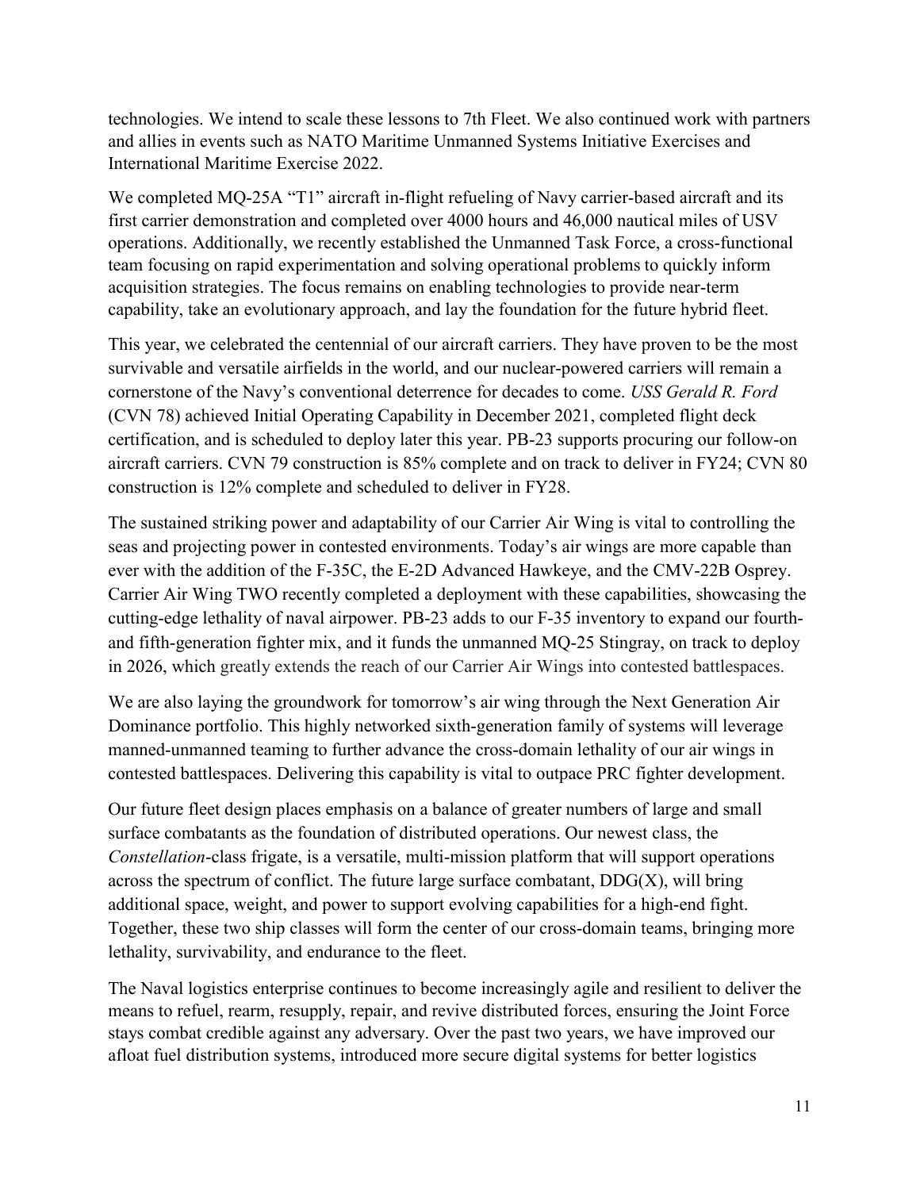technologies. We intend to scale these lessons to 7th Fleet. We also continued work with partners and allies in events such as NATO Maritime Unmanned Systems Initiative Exercises and International Maritime Exercise 2022.

We completed MQ-25A "T1" aircraft in-flight refueling of Navy carrier-based aircraft and its first carrier demonstration and completed over 4000 hours and 46,000 nautical miles of USV operations. Additionally, we recently established the Unmanned Task Force, a cross-functional team focusing on rapid experimentation and solving operational problems to quickly inform acquisition strategies. The focus remains on enabling technologies to provide near-term capability, take an evolutionary approach, and lay the foundation for the future hybrid fleet.

This year, we celebrated the centennial of our aircraft carriers. They have proven to be the most survivable and versatile airfields in the world, and our nuclear-powered carriers will remain a cornerstone of the Navy's conventional deterrence for decades to come. *USS Gerald R. Ford* (CVN 78) achieved Initial Operating Capability in December 2021, completed flight deck certification, and is scheduled to deploy later this year. PB-23 supports procuring our follow-on aircraft carriers. CVN 79 construction is 85% complete and on track to deliver in FY24; CVN 80 construction is 12% complete and scheduled to deliver in FY28.

The sustained striking power and adaptability of our Carrier Air Wing is vital to controlling the seas and projecting power in contested environments. Today's air wings are more capable than ever with the addition of the F-35C, the E-2D Advanced Hawkeye, and the CMV-22B Osprey. Carrier Air Wing TWO recently completed a deployment with these capabilities, showcasing the cutting-edge lethality of naval airpower. PB-23 adds to our F-35 inventory to expand our fourth- and fifth-generation fighter mix, and it funds the unmanned MQ-25 Stingray, on track to deploy in 2026, which greatly extends the reach of our Carrier Air Wings into contested battlespaces.

We are also laying the groundwork for tomorrow's air wing through the Next Generation Air Dominance portfolio. This highly networked sixth-generation family of systems will leverage manned-unmanned teaming to further advance the cross-domain lethality of our air wings in contested battlespaces. Delivering this capability is vital to outpace PRC fighter development.

Our future fleet design places emphasis on a balance of greater numbers of large and small surface combatants as the foundation of distributed operations. Our newest class, the *Constellation*-class frigate, is a versatile, multi-mission platform that will support operations across the spectrum of conflict. The future large surface combatant, DDG(X), will bring additional space, weight, and power to support evolving capabilities for a high-end fight. Together, these two ship classes will form the center of our cross-domain teams, bringing more lethality, survivability, and endurance to the fleet.

The Naval logistics enterprise continues to become increasingly agile and resilient to deliver the means to refuel, rearm, resupply, repair, and revive distributed forces, ensuring the Joint Force stays combat credible against any adversary. Over the past two years, we have improved our afloat fuel distribution systems, introduced more secure digital systems for better logistics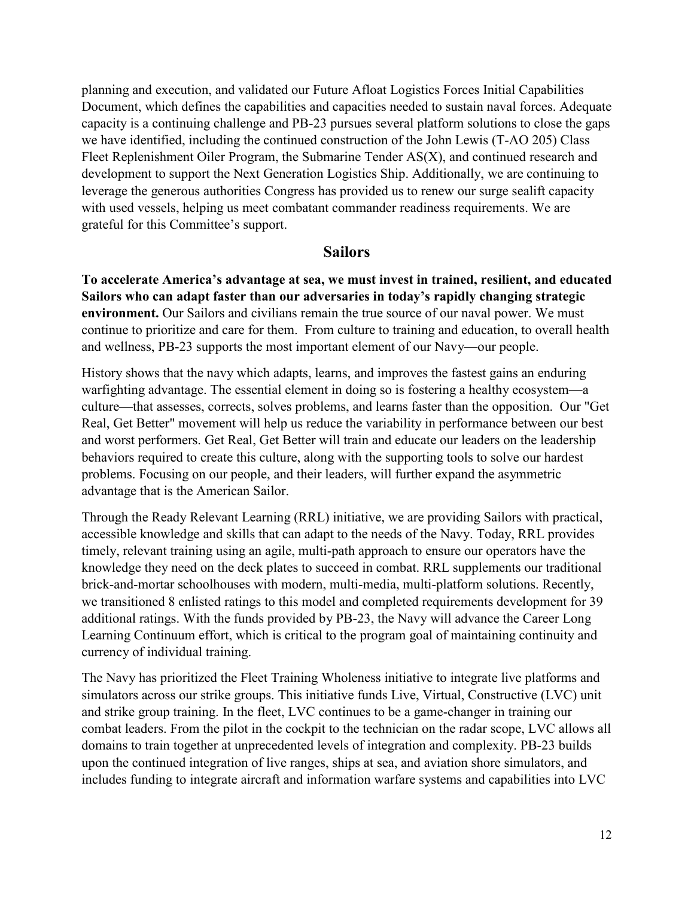planning and execution, and validated our Future Afloat Logistics Forces Initial Capabilities Document, which defines the capabilities and capacities needed to sustain naval forces. Adequate capacity is a continuing challenge and PB-23 pursues several platform solutions to close the gaps we have identified, including the continued construction of the John Lewis (T-AO 205) Class Fleet Replenishment Oiler Program, the Submarine Tender AS(X), and continued research and development to support the Next Generation Logistics Ship. Additionally, we are continuing to leverage the generous authorities Congress has provided us to renew our surge sealift capacity with used vessels, helping us meet combatant commander readiness requirements. We are grateful for this Committee's support.

## Sailors

**To accelerate America's advantage at sea, we must invest in trained, resilient, and educated Sailors who can adapt faster than our adversaries in today's rapidly changing strategic environment.** Our Sailors and civilians remain the true source of our naval power. We must continue to prioritize and care for them. From culture to training and education, to overall health and wellness, PB-23 supports the most important element of our Navy—our people.

History shows that the navy which adapts, learns, and improves the fastest gains an enduring warfighting advantage. The essential element in doing so is fostering a healthy ecosystem—a culture—that assesses, corrects, solves problems, and learns faster than the opposition. Our "Get Real, Get Better" movement will help us reduce the variability in performance between our best and worst performers. Get Real, Get Better will train and educate our leaders on the leadership behaviors required to create this culture, along with the supporting tools to solve our hardest problems. Focusing on our people, and their leaders, will further expand the asymmetric advantage that is the American Sailor.

Through the Ready Relevant Learning (RRL) initiative, we are providing Sailors with practical, accessible knowledge and skills that can adapt to the needs of the Navy. Today, RRL provides timely, relevant training using an agile, multi-path approach to ensure our operators have the knowledge they need on the deck plates to succeed in combat. RRL supplements our traditional brick-and-mortar schoolhouses with modern, multi-media, multi-platform solutions. Recently, we transitioned 8 enlisted ratings to this model and completed requirements development for 39 additional ratings. With the funds provided by PB-23, the Navy will advance the Career Long Learning Continuum effort, which is critical to the program goal of maintaining continuity and currency of individual training.

The Navy has prioritized the Fleet Training Wholeness initiative to integrate live platforms and simulators across our strike groups. This initiative funds Live, Virtual, Constructive (LVC) unit and strike group training. In the fleet, LVC continues to be a game-changer in training our combat leaders. From the pilot in the cockpit to the technician on the radar scope, LVC allows all domains to train together at unprecedented levels of integration and complexity. PB-23 builds upon the continued integration of live ranges, ships at sea, and aviation shore simulators, and includes funding to integrate aircraft and information warfare systems and capabilities into LVC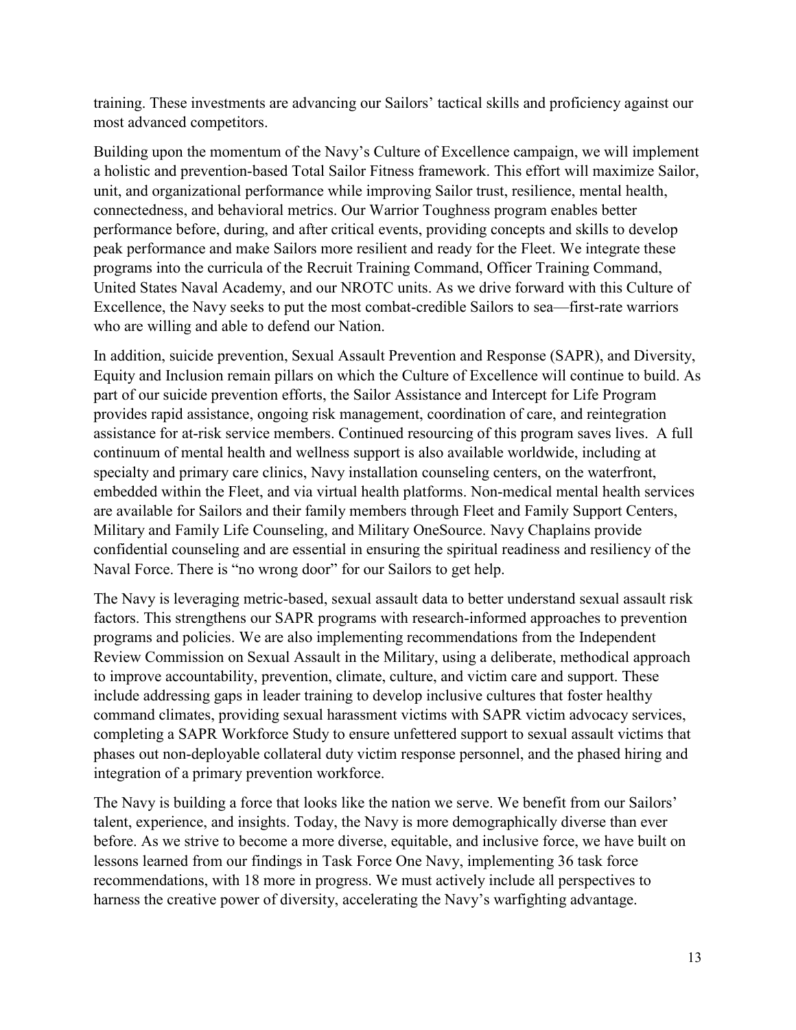training. These investments are advancing our Sailors' tactical skills and proficiency against our most advanced competitors.

Building upon the momentum of the Navy's Culture of Excellence campaign, we will implement a holistic and prevention-based Total Sailor Fitness framework. This effort will maximize Sailor, unit, and organizational performance while improving Sailor trust, resilience, mental health, connectedness, and behavioral metrics. Our Warrior Toughness program enables better performance before, during, and after critical events, providing concepts and skills to develop peak performance and make Sailors more resilient and ready for the Fleet. We integrate these programs into the curricula of the Recruit Training Command, Officer Training Command, United States Naval Academy, and our NROTC units. As we drive forward with this Culture of Excellence, the Navy seeks to put the most combat-credible Sailors to sea—first-rate warriors who are willing and able to defend our Nation.

In addition, suicide prevention, Sexual Assault Prevention and Response (SAPR), and Diversity, Equity and Inclusion remain pillars on which the Culture of Excellence will continue to build. As part of our suicide prevention efforts, the Sailor Assistance and Intercept for Life Program provides rapid assistance, ongoing risk management, coordination of care, and reintegration assistance for at-risk service members. Continued resourcing of this program saves lives. A full continuum of mental health and wellness support is also available worldwide, including at specialty and primary care clinics, Navy installation counseling centers, on the waterfront, embedded within the Fleet, and via virtual health platforms. Non-medical mental health services are available for Sailors and their family members through Fleet and Family Support Centers, Military and Family Life Counseling, and Military OneSource. Navy Chaplains provide confidential counseling and are essential in ensuring the spiritual readiness and resiliency of the Naval Force. There is "no wrong door" for our Sailors to get help.

The Navy is leveraging metric-based, sexual assault data to better understand sexual assault risk factors. This strengthens our SAPR programs with research-informed approaches to prevention programs and policies. We are also implementing recommendations from the Independent Review Commission on Sexual Assault in the Military, using a deliberate, methodical approach to improve accountability, prevention, climate, culture, and victim care and support. These include addressing gaps in leader training to develop inclusive cultures that foster healthy command climates, providing sexual harassment victims with SAPR victim advocacy services, completing a SAPR Workforce Study to ensure unfettered support to sexual assault victims that phases out non-deployable collateral duty victim response personnel, and the phased hiring and integration of a primary prevention workforce.

The Navy is building a force that looks like the nation we serve. We benefit from our Sailors' talent, experience, and insights. Today, the Navy is more demographically diverse than ever before. As we strive to become a more diverse, equitable, and inclusive force, we have built on lessons learned from our findings in Task Force One Navy, implementing 36 task force recommendations, with 18 more in progress. We must actively include all perspectives to harness the creative power of diversity, accelerating the Navy's warfighting advantage.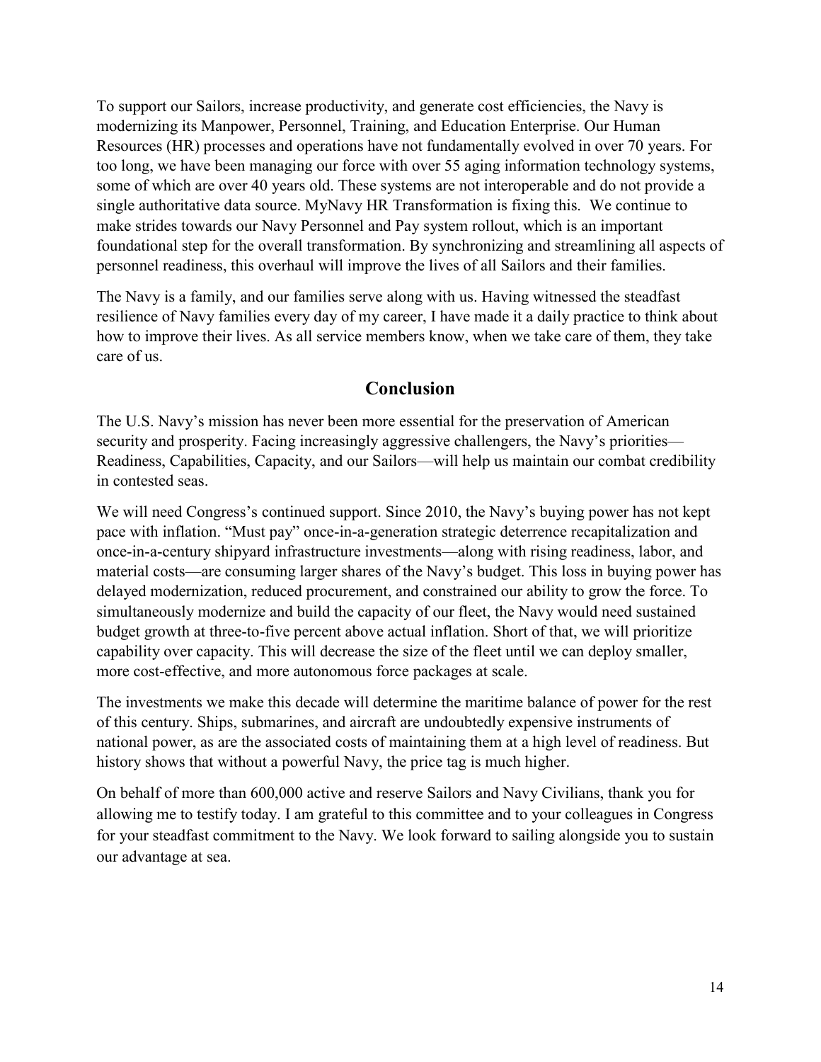To support our Sailors, increase productivity, and generate cost efficiencies, the Navy is modernizing its Manpower, Personnel, Training, and Education Enterprise. Our Human Resources (HR) processes and operations have not fundamentally evolved in over 70 years. For too long, we have been managing our force with over 55 aging information technology systems, some of which are over 40 years old. These systems are not interoperable and do not provide a single authoritative data source. MyNavy HR Transformation is fixing this. We continue to make strides towards our Navy Personnel and Pay system rollout, which is an important foundational step for the overall transformation. By synchronizing and streamlining all aspects of personnel readiness, this overhaul will improve the lives of all Sailors and their families.

The Navy is a family, and our families serve along with us. Having witnessed the steadfast resilience of Navy families every day of my career, I have made it a daily practice to think about how to improve their lives. As all service members know, when we take care of them, they take care of us.

## Conclusion

The U.S. Navy's mission has never been more essential for the preservation of American security and prosperity. Facing increasingly aggressive challengers, the Navy's priorities—Readiness, Capabilities, Capacity, and our Sailors—will help us maintain our combat credibility in contested seas.

We will need Congress's continued support. Since 2010, the Navy's buying power has not kept pace with inflation. "Must pay" once-in-a-generation strategic deterrence recapitalization and once-in-a-century shipyard infrastructure investments—along with rising readiness, labor, and material costs—are consuming larger shares of the Navy's budget. This loss in buying power has delayed modernization, reduced procurement, and constrained our ability to grow the force. To simultaneously modernize and build the capacity of our fleet, the Navy would need sustained budget growth at three-to-five percent above actual inflation. Short of that, we will prioritize capability over capacity. This will decrease the size of the fleet until we can deploy smaller, more cost-effective, and more autonomous force packages at scale.

The investments we make this decade will determine the maritime balance of power for the rest of this century. Ships, submarines, and aircraft are undoubtedly expensive instruments of national power, as are the associated costs of maintaining them at a high level of readiness. But history shows that without a powerful Navy, the price tag is much higher.

On behalf of more than 600,000 active and reserve Sailors and Navy Civilians, thank you for allowing me to testify today. I am grateful to this committee and to your colleagues in Congress for your steadfast commitment to the Navy. We look forward to sailing alongside you to sustain our advantage at sea.